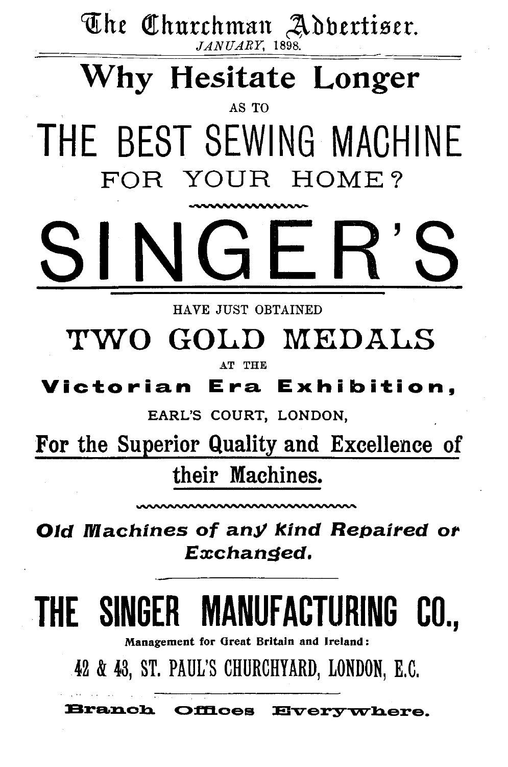# The Churchman Advertiser.

*JANUARY,* 1898.

# Why Hesitate Longer

AS TO

# THE BEST SEWING MACHINE

## FOR YOUR HOME?

# SINGER'S

HAVE JUST OBTAINED

## TWO GOLD MEDALS

AT THE

**Victorian Era Exhibition,**

EARL'S COURT, LONDON,

For the Superior Quality and Excellence of their Machines.

***Old Machines of any kind Repaired or Exchanged.***

# THE SINGER MANUFACTURING CO.,

**Management for Great Britain and Ireland:**

42 & 43, ST. PAUL'S CHURCHYARD, LONDON, E.C.

**Branch Offices Everywhere.**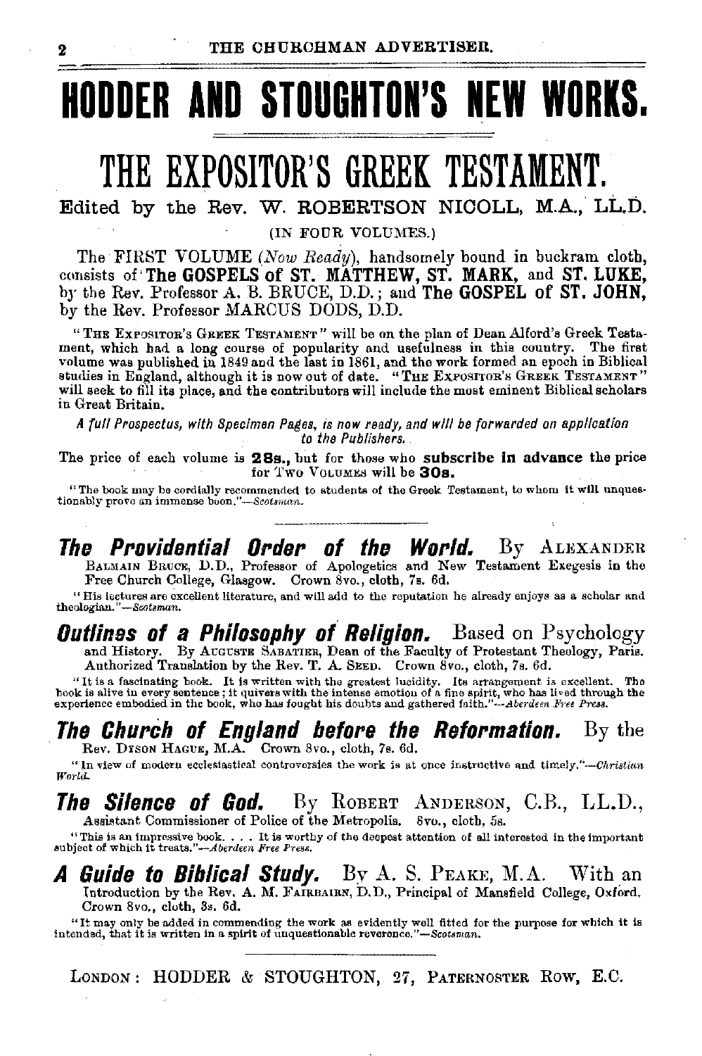# HODDER AND STOUGHTON'S NEW WORKS.

## THE EXPOSITOR'S GREEK TESTAMENT.

Edited by the Rev. W. ROBERTSON NICOLL, M.A., LL.D.

(IN FOUR VOLUMES.)

The FIRST VOLUME (*Now Ready*), handsomely bound in buckram cloth, consists of **The GOSPELS of ST. MATTHEW, ST. MARK,** and **ST. LUKE,** by the Rev. Professor A. B. BRUCE, D.D.; and **The GOSPEL of ST. JOHN,** by the Rev. Professor MARCUS DODS, D.D.

"THE EXPOSITOR'S GREEK TESTAMENT" will be on the plan of Dean Alford's Greek Testament, which had a long course of popularity and usefulness in this country. The first volume was published in 1849 and the last in 1861, and the work formed an epoch in Biblical studies in England, although it is now out of date. "THE EXPOSITOR'S GREEK TESTAMENT" will seek to fill its place, and the contributors will include the most eminent Biblical scholars in Great Britain.

*A full Prospectus, with Specimen Pages, is now ready, and will be forwarded on application to the Publishers.*

The price of each volume is **28s.,** but for those who **subscribe in advance** the price for TWO VOLUMES will be **30s.**

"The book may be cordially recommended to students of the Greek Testament, to whom it will unquestionably prove an immense boon."—*Scotsman.*

---

***The Providential Order of the World.*** By ALEXANDER BALMAIN BRUCE, D.D., Professor of Apologetics and New Testament Exegesis in the Free Church College, Glasgow. Crown 8vo., cloth, 7s. 6d.

"His lectures are excellent literature, and will add to the reputation he already enjoys as a scholar and theologian."—*Scotsman.*

***Outlines of a Philosophy of Religion.*** Based on Psychology and History. By AUGUSTE SABATIER, Dean of the Faculty of Protestant Theology, Paris. Authorized Translation by the Rev. T. A. SEED. Crown 8vo., cloth, 7s. 6d.

"It is a fascinating book. It is written with the greatest lucidity. Its arrangement is excellent. The book is alive in every sentence; it quivers with the intense emotion of a fine spirit, who has lived through the experience embodied in the book, who has fought his doubts and gathered faith."—*Aberdeen Free Press.*

***The Church of England before the Reformation.*** By the Rev. DYSON HAGUE, M.A. Crown 8vo., cloth, 7s. 6d.

"In view of modern ecclesiastical controversies the work is at once instructive and timely."—*Christian World.*

***The Silence of God.*** By ROBERT ANDERSON, C.B., LL.D., Assistant Commissioner of Police of the Metropolis. 8vo., cloth, 5s.

"This is an impressive book. . . . It is worthy of the deepest attention of all interested in the important subject of which it treats."—*Aberdeen Free Press.*

***A Guide to Biblical Study.*** By A. S. PEAKE, M.A. With an Introduction by the Rev. A. M. FAIRBAIRN, D.D., Principal of Mansfield College, Oxford. Crown 8vo., cloth, 3s. 6d.

"It may only be added in commending the work as evidently well fitted for the purpose for which it is intended, that it is written in a spirit of unquestionable reverence."—*Scotsman.*

---

LONDON: HODDER & STOUGHTON, 27, PATERNOSTER ROW, E.C.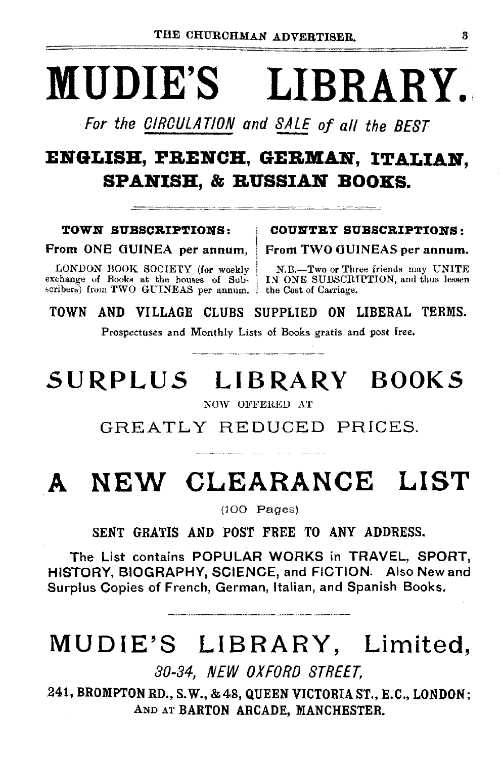# MUDIE'S LIBRARY.

*For the CIRCULATION and SALE of all the BEST*

## ENGLISH, FRENCH, GERMAN, ITALIAN, SPANISH, & RUSSIAN BOOKS.

**TOWN SUBSCRIPTIONS:**

**From ONE GUINEA per annum,**

LONDON BOOK SOCIETY (for weekly exchange of Books at the houses of Subscribers) from TWO GUINEAS per annum.

**COUNTRY SUBSCRIPTIONS:**

**From TWO GUINEAS per annum.**

N.B.—Two or Three friends may UNITE IN ONE SUBSCRIPTION, and thus lessen the Cost of Carriage.

**TOWN AND VILLAGE CLUBS SUPPLIED ON LIBERAL TERMS.**

Prospectuses and Monthly Lists of Books gratis and post free.

## SURPLUS LIBRARY BOOKS

NOW OFFERED AT

GREATLY REDUCED PRICES.

## A NEW CLEARANCE LIST

(100 Pages)

**SENT GRATIS AND POST FREE TO ANY ADDRESS.**

The List contains POPULAR WORKS in TRAVEL, SPORT, HISTORY, BIOGRAPHY, SCIENCE, and FICTION. Also New and Surplus Copies of French, German, Italian, and Spanish Books.

## MUDIE'S LIBRARY, Limited,

*30-34, NEW OXFORD STREET,*

**241, BROMPTON RD., S.W., & 48, QUEEN VICTORIA ST., E.C., LONDON; AND AT BARTON ARCADE, MANCHESTER.**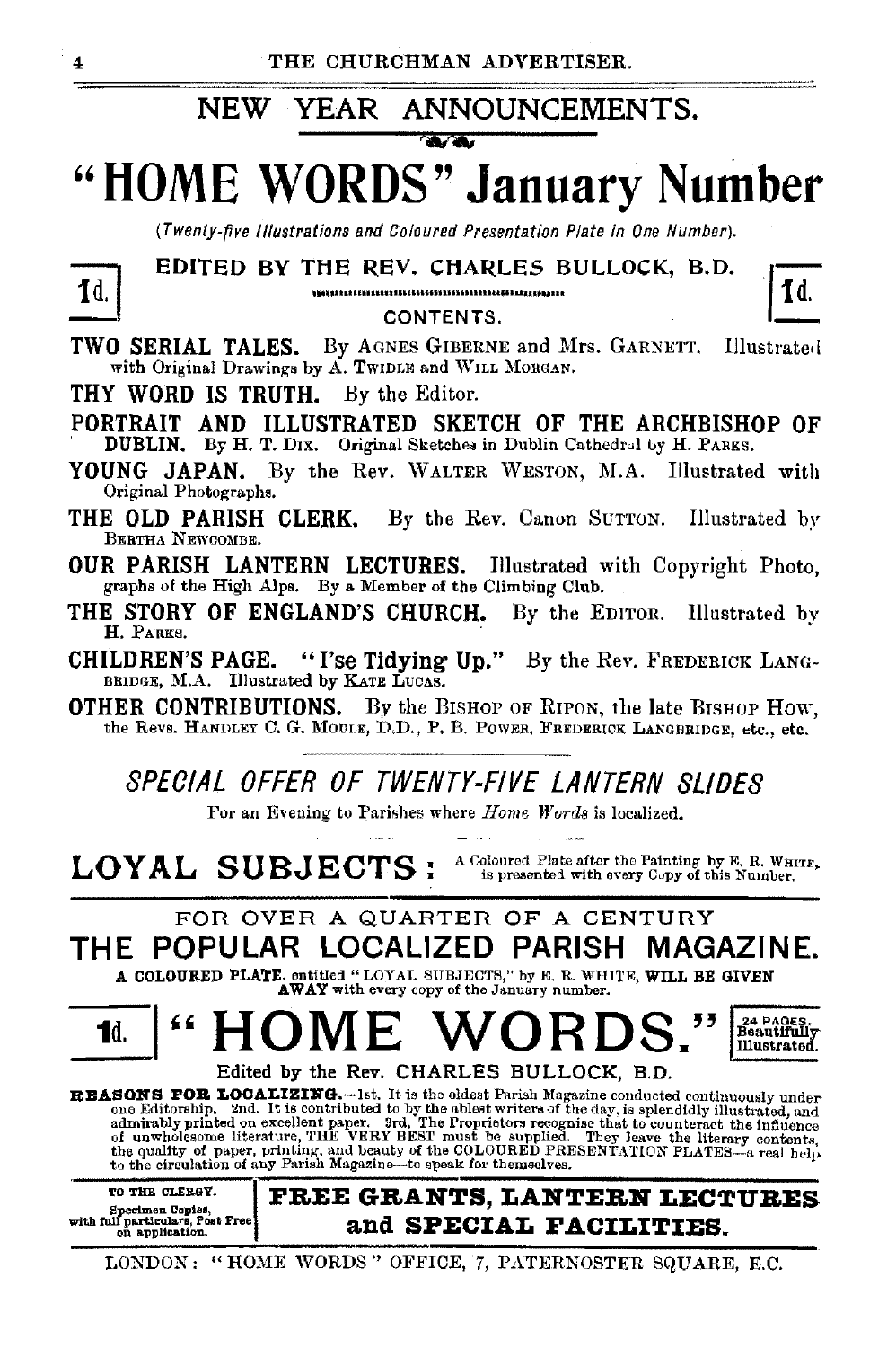## NEW YEAR ANNOUNCEMENTS.

# "HOME WORDS" January Number

*(Twenty-five Illustrations and Coloured Presentation Plate in One Number).*

1d. **EDITED BY THE REV. CHARLES BULLOCK, B.D.** 1d.

CONTENTS.

**TWO SERIAL TALES.** By AGNES GIBERNE and Mrs. GARNETT. Illustrated with Original Drawings by A. TWIDLE and WILL MORGAN.

**THY WORD IS TRUTH.** By the Editor.

**PORTRAIT AND ILLUSTRATED SKETCH OF THE ARCHBISHOP OF DUBLIN.** By H. T. DIX. Original Sketches in Dublin Cathedral by H. PARKS.

**YOUNG JAPAN.** By the Rev. WALTER WESTON, M.A. Illustrated with Original Photographs.

**THE OLD PARISH CLERK.** By the Rev. Canon SUTTON. Illustrated by BERTHA NEWCOMBE.

**OUR PARISH LANTERN LECTURES.** Illustrated with Copyright Photographs of the High Alps. By a Member of the Climbing Club.

**THE STORY OF ENGLAND'S CHURCH.** By the EDITOR. Illustrated by H. PARKS.

**CHILDREN'S PAGE.** "I'se Tidying Up." By the Rev. FREDERICK LANGBRIDGE, M.A. Illustrated by KATE LUCAS.

**OTHER CONTRIBUTIONS.** By the BISHOP OF RIPON, the late BISHOP HOW, the Revs. HANDLEY C. G. MOULE, D.D., P. B. POWER, FREDERICK LANGBRIDGE, etc., etc.

## *SPECIAL OFFER OF TWENTY-FIVE LANTERN SLIDES*

For an Evening to Parishes where *Home Words* is localized.

**LOYAL SUBJECTS:** A Coloured Plate after the Painting by E. R. WHITE, is presented with every Copy of this Number.

---

FOR OVER A QUARTER OF A CENTURY

## THE POPULAR LOCALIZED PARISH MAGAZINE.

**A COLOURED PLATE**, entitled "LOYAL SUBJECTS," by E. R. WHITE, **WILL BE GIVEN AWAY** with every copy of the January number.

# 1d. "HOME WORDS."

24 PAGES. Beautifully Illustrated.

Edited by the Rev. CHARLES BULLOCK, B.D.

**REASONS FOR LOCALIZING.**—1st. It is the oldest Parish Magazine conducted continuously under one Editorship. 2nd. It is contributed to by the ablest writers of the day, is splendidly illustrated, and admirably printed on excellent paper. 3rd. The Proprietors recognise that to counteract the influence of unwholesome literature, THE VERY BEST must be supplied. They leave the literary contents, the quality of paper, printing, and beauty of the COLOURED PRESENTATION PLATES—a real help to the circulation of any Parish Magazine—to speak for themselves.

TO THE CLERGY. Specimen Copies, with full particulars, Post Free on application.

**FREE GRANTS, LANTERN LECTURES and SPECIAL FACILITIES.**

LONDON: "HOME WORDS" OFFICE, 7, PATERNOSTER SQUARE, E.C.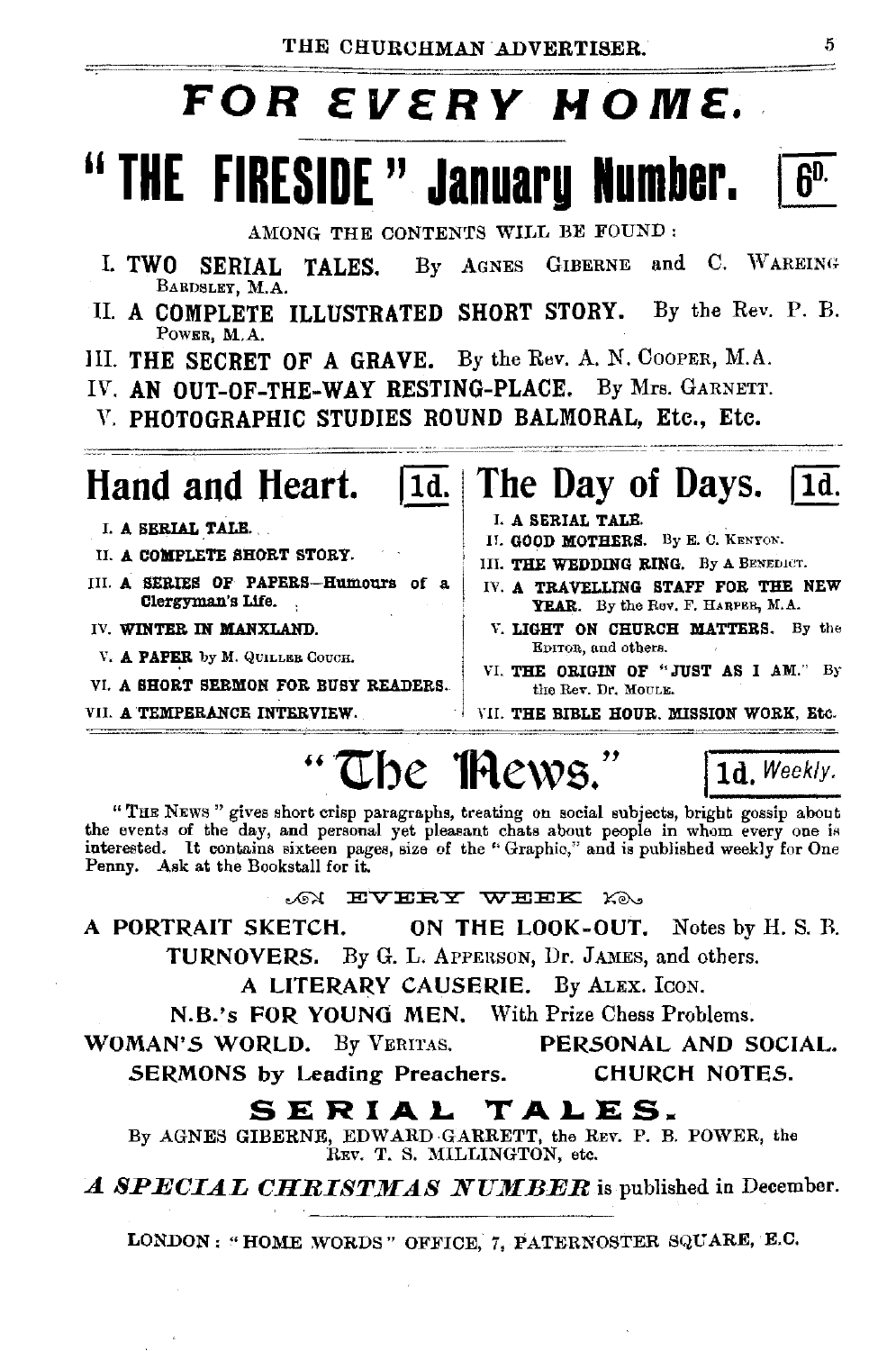# FOR EVERY HOME.

# "THE FIRESIDE" January Number. 6d.

AMONG THE CONTENTS WILL BE FOUND:

I. **TWO SERIAL TALES.** By AGNES GIBERNE and C. WAREING BARDSLEY, M.A.

II. **A COMPLETE ILLUSTRATED SHORT STORY.** By the Rev. P. B. POWER, M.A.

III. **THE SECRET OF A GRAVE.** By the Rev. A. N. COOPER, M.A.

IV. **AN OUT-OF-THE-WAY RESTING-PLACE.** By Mrs. GARNETT.

V. **PHOTOGRAPHIC STUDIES ROUND BALMORAL, Etc., Etc.**

## Hand and Heart. 1d.

I. **A SERIAL TALE.**

II. **A COMPLETE SHORT STORY.**

III. **A SERIES OF PAPERS—Humours of a Clergyman's Life.**

IV. **WINTER IN MANXLAND.**

V. **A PAPER** by M. QUILLER COUCH.

VI. **A SHORT SERMON FOR BUSY READERS.**

VII. **A TEMPERANCE INTERVIEW.**

## The Day of Days. 1d.

I. **A SERIAL TALE.**

II. **GOOD MOTHERS.** By E. C. KENYON.

III. **THE WEDDING RING.** By A BENEDICT.

IV. **A TRAVELLING STAFF FOR THE NEW YEAR.** By the Rev. F. HARPER, M.A.

V. **LIGHT ON CHURCH MATTERS.** By the EDITOR, and others.

VI. **THE ORIGIN OF "JUST AS I AM."** By the Rev. Dr. MOULE.

VII. **THE BIBLE HOUR. MISSION WORK, Etc.**

## "The News." 1d. *Weekly.*

"THE NEWS" gives short crisp paragraphs, treating on social subjects, bright gossip about the events of the day, and personal yet pleasant chats about people in whom every one is interested. It contains sixteen pages, size of the "Graphic," and is published weekly for One Penny. Ask at the Bookstall for it.

EVERY WEEK

**A PORTRAIT SKETCH.** **ON THE LOOK-OUT.** Notes by H. S. B.

**TURNOVERS.** By G. L. APPERSON, Dr. JAMES, and others.

**A LITERARY CAUSERIE.** By ALEX. ICON.

**N.B.'s FOR YOUNG MEN.** With Prize Chess Problems.

**WOMAN'S WORLD.** By VERITAS. **PERSONAL AND SOCIAL.**

**SERMONS by Leading Preachers.** **CHURCH NOTES.**

### SERIAL TALES.

By AGNES GIBERNE, EDWARD GARRETT, the REV. P. B. POWER, the REV. T. S. MILLINGTON, etc.

***A SPECIAL CHRISTMAS NUMBER*** is published in December.

LONDON: "HOME WORDS" OFFICE, 7, PATERNOSTER SQUARE, E.C.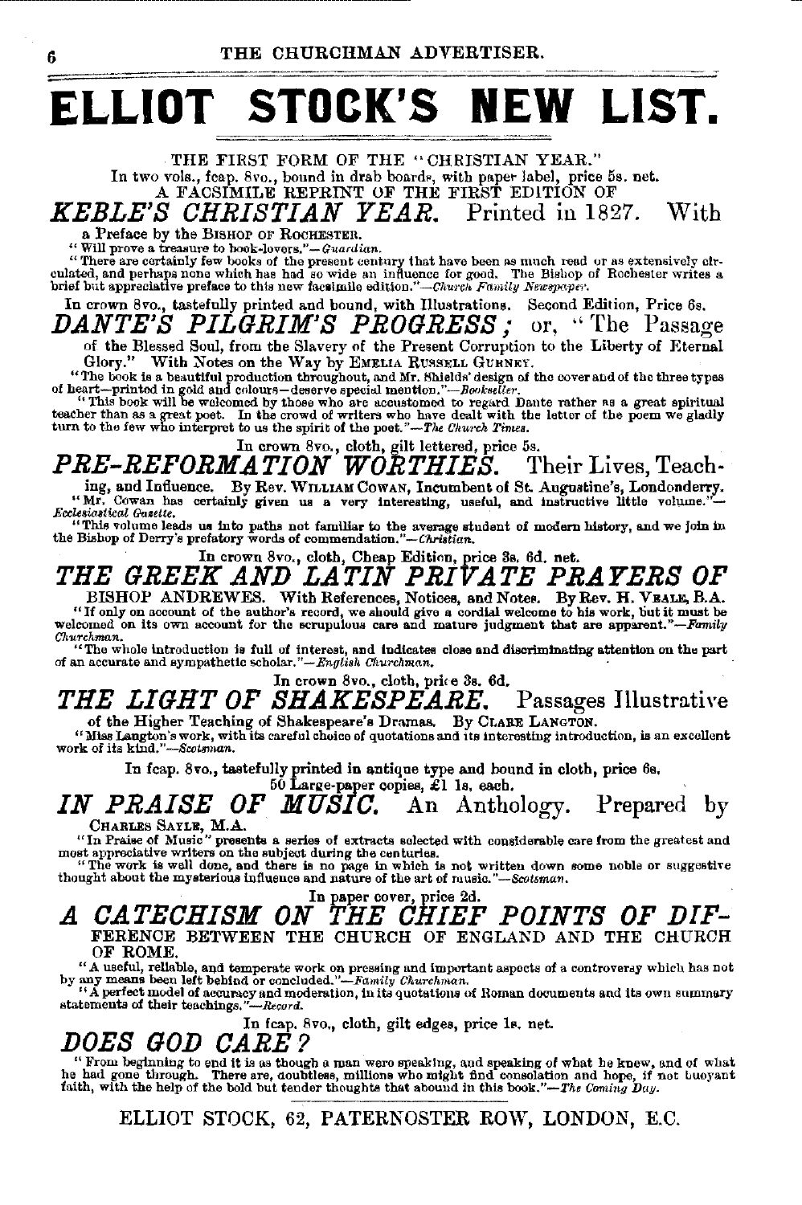# ELLIOT STOCK'S NEW LIST.

THE FIRST FORM OF THE "CHRISTIAN YEAR."

In two vols., fcap. 8vo., bound in drab boards, with paper label, price 5s. net.

A FACSIMILE REPRINT OF THE FIRST EDITION OF

## *KEBLE'S CHRISTIAN YEAR.* Printed in 1827. With

a Preface by the BISHOP OF ROCHESTER.

"Will prove a treasure to book-lovers."—*Guardian.*

"There are certainly few books of the present century that have been as much read or as extensively circulated, and perhaps none which has had so wide an influence for good. The Bishop of Rochester writes a brief but appreciative preface to this new facsimile edition."—*Church Family Newspaper.*

In crown 8vo., tastefully printed and bound, with Illustrations. Second Edition, Price 6s.

## *DANTE'S PILGRIM'S PROGRESS;* or, "The Passage

of the Blessed Soul, from the Slavery of the Present Corruption to the Liberty of Eternal Glory." With Notes on the Way by EMELIA RUSSELL GURNEY.

"The book is a beautiful production throughout, and Mr. Shields' design of the cover and of the three types of heart—printed in gold and colours—deserve special mention."—*Bookseller.*

"This book will be welcomed by those who are accustomed to regard Dante rather as a great spiritual teacher than as a great poet. In the crowd of writers who have dealt with the letter of the poem we gladly turn to the few who interpret to us the spirit of the poet."—*The Church Times.*

In crown 8vo., cloth, gilt lettered, price 5s.

## *PRE-REFORMATION WORTHIES.* Their Lives, Teaching, and Influence.

By Rev. WILLIAM COWAN, Incumbent of St. Augustine's, Londonderry.

"Mr. Cowan has certainly given us a very interesting, useful, and instructive little volume."—*Ecclesiastical Gazette.*

"This volume leads us into paths not familiar to the average student of modern history, and we join in the Bishop of Derry's prefatory words of commendation."—*Christian.*

In crown 8vo., cloth, Cheap Edition, price 3s. 6d. net.

## *THE GREEK AND LATIN PRIVATE PRAYERS OF*

BISHOP ANDREWES. With References, Notices, and Notes. By Rev. H. VEALE, B.A.

"If only on account of the author's record, we should give a cordial welcome to his work, but it must be welcomed on its own account for the scrupulous care and mature judgment that are apparent."—*Family Churchman.*

"The whole introduction is full of interest, and indicates close and discriminating attention on the part of an accurate and sympathetic scholar."—*English Churchman.*

In crown 8vo., cloth, price 3s. 6d.

## *THE LIGHT OF SHAKESPEARE.* Passages Illustrative

of the Higher Teaching of Shakespeare's Dramas. By CLARE LANGTON.

"Miss Langton's work, with its careful choice of quotations and its interesting introduction, is an excellent work of its kind."—*Scotsman.*

In fcap. 8vo., tastefully printed in antique type and bound in cloth, price 6s.
50 Large-paper copies, £1 1s. each.

## *IN PRAISE OF MUSIC.* An Anthology. Prepared by

CHARLES SAYLE, M.A.

"In Praise of Music" presents a series of extracts selected with considerable care from the greatest and most appreciative writers on the subject during the centuries.

"The work is well done, and there is no page in which is not written down some noble or suggestive thought about the mysterious influence and nature of the art of music."—*Scotsman.*

In paper cover, price 2d.

## *A CATECHISM ON THE CHIEF POINTS OF DIF-*

FERENCE BETWEEN THE CHURCH OF ENGLAND AND THE CHURCH OF ROME.

"A useful, reliable, and temperate work on pressing and important aspects of a controversy which has not by any means been left behind or concluded."—*Family Churchman.*

"A perfect model of accuracy and moderation, in its quotations of Roman documents and its own summary statements of their teachings."—*Record.*

In fcap. 8vo., cloth, gilt edges, price 1s. net.

## *DOES GOD CARE?*

"From beginning to end it is as though a man were speaking, and speaking of what he knew, and of what he had gone through. There are, doubtless, millions who might find consolation and hope, if not buoyant faith, with the help of the bold but tender thoughts that abound in this book."—*The Coming Day.*

ELLIOT STOCK, 62, PATERNOSTER ROW, LONDON, E.C.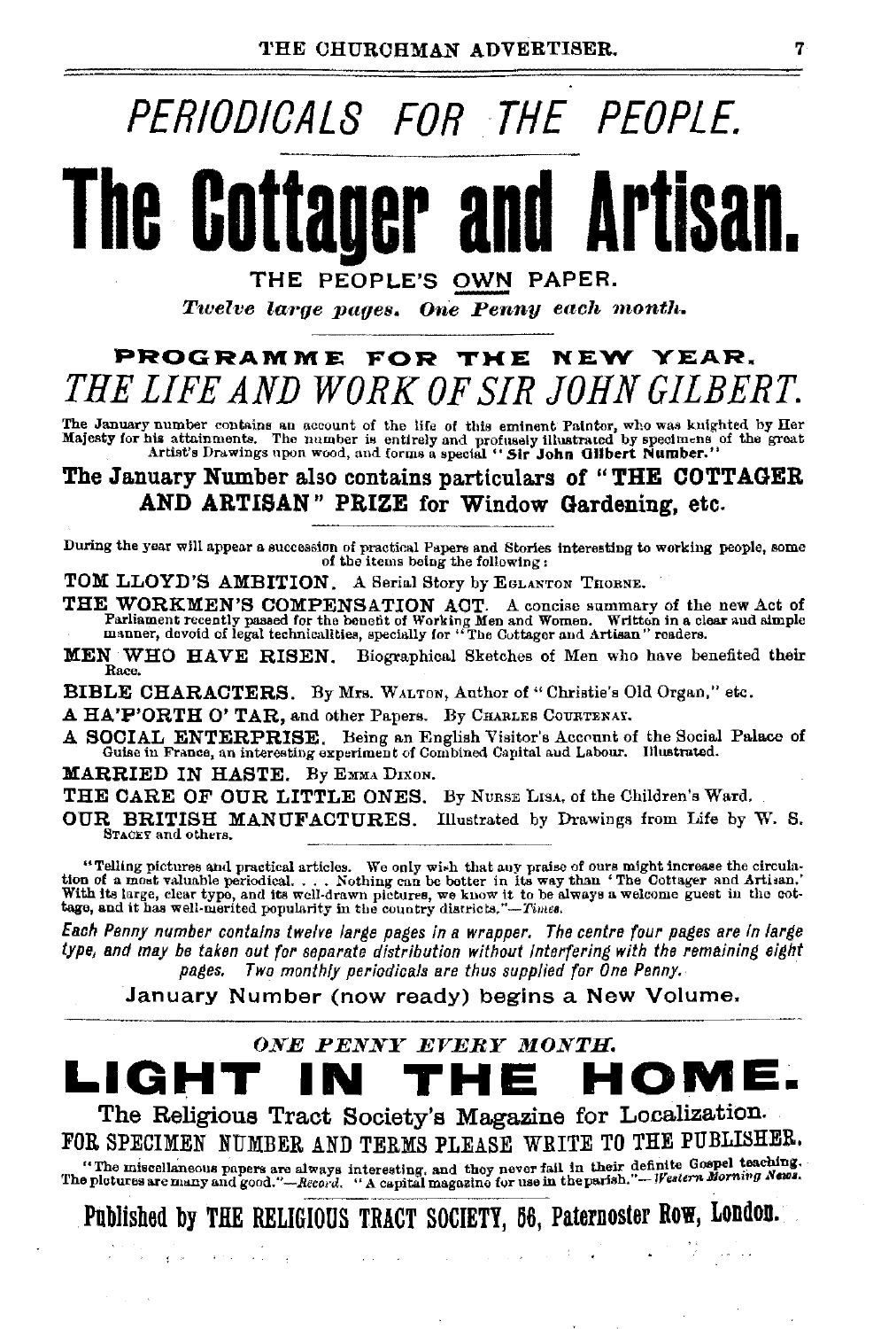# PERIODICALS FOR THE PEOPLE.

# The Cottager and Artisan.

THE PEOPLE'S OWN PAPER.

*Twelve large pages. One Penny each month.*

## PROGRAMME FOR THE NEW YEAR.

## *THE LIFE AND WORK OF SIR JOHN GILBERT.*

The January number contains an account of the life of this eminent Painter, who was knighted by Her Majesty for his attainments. The number is entirely and profusely illustrated by specimens of the great Artist's Drawings upon wood, and forms a special "**Sir John Gilbert Number.**"

**The January Number also contains particulars of "THE COTTAGER AND ARTISAN" PRIZE for Window Gardening, etc.**

During the year will appear a succession of practical Papers and Stories interesting to working people, some of the items being the following:

**TOM LLOYD'S AMBITION.** A Serial Story by EGLANTON THORNE.

**THE WORKMEN'S COMPENSATION ACT.** A concise summary of the new Act of Parliament recently passed for the benefit of Working Men and Women. Written in a clear and simple manner, devoid of legal technicalities, specially for "The Cottager and Artisan" readers.

**MEN WHO HAVE RISEN.** Biographical Sketches of Men who have benefited their Race.

**BIBLE CHARACTERS.** By Mrs. WALTON, Author of "Christie's Old Organ," etc.

**A HA'P'ORTH O' TAR,** and other Papers. By CHARLES COURTENAY.

**A SOCIAL ENTERPRISE.** Being an English Visitor's Account of the Social Palace of Guise in France, an interesting experiment of Combined Capital and Labour. Illustrated.

**MARRIED IN HASTE.** By EMMA DIXON.

**THE CARE OF OUR LITTLE ONES.** By NURSE LISA, of the Children's Ward.

**OUR BRITISH MANUFACTURES.** Illustrated by Drawings from Life by W. S. STACEY and others.

"Telling pictures and practical articles. We only wish that any praise of ours might increase the circulation of a most valuable periodical. . . . Nothing can be better in its way than 'The Cottager and Artisan.' With its large, clear type, and its well-drawn pictures, we know it to be always a welcome guest in the cottage, and it has well-merited popularity in the country districts."—*Times.*

*Each Penny number contains twelve large pages in a wrapper. The centre four pages are in large type, and may be taken out for separate distribution without interfering with the remaining eight pages. Two monthly periodicals are thus supplied for One Penny.*

January Number (now ready) begins a New Volume.

---

*ONE PENNY EVERY MONTH.*

# LIGHT IN THE HOME.

**The Religious Tract Society's Magazine for Localization.**

**FOR SPECIMEN NUMBER AND TERMS PLEASE WRITE TO THE PUBLISHER.**

"The miscellaneous papers are always interesting, and they never fail in their definite Gospel teaching. The pictures are many and good."—*Record.* "A capital magazine for use in the parish."—*Western Morning News.*

**Published by THE RELIGIOUS TRACT SOCIETY, 56, Paternoster Row, London.**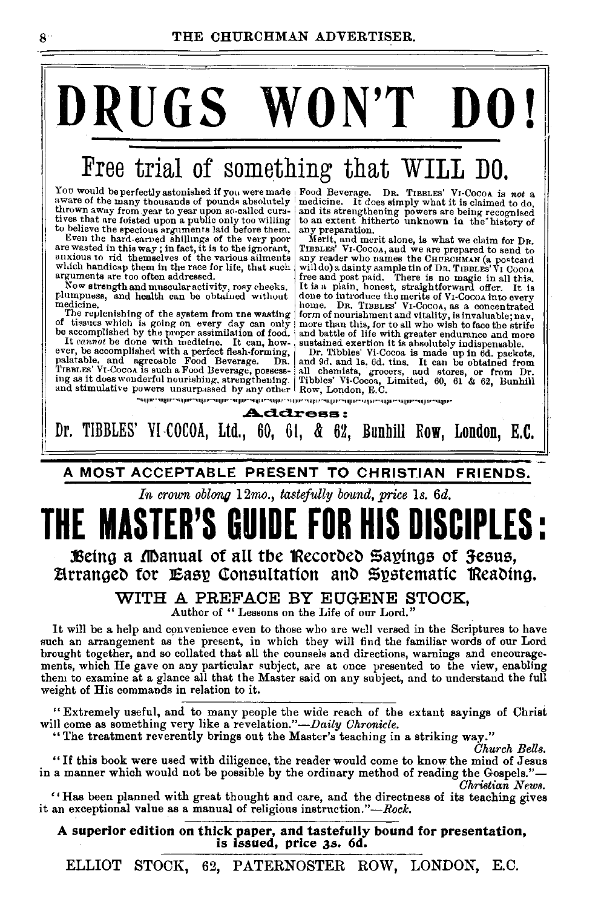# DRUGS WON'T DO!

## Free trial of something that WILL DO.

You would be perfectly astonished if you were made aware of the many thousands of pounds absolutely thrown away from year to year upon so-called curatives that are foisted upon a public only too willing to believe the specious arguments laid before them.

Even the hard-earned shillings of the very poor are wasted in this way; in fact, it is to the ignorant, anxious to rid themselves of the various ailments which handicap them in the race for life, that such arguments are too often addressed.

Now strength and muscular activity, rosy cheeks, plumpness, and health can be obtained without medicine.

The replenishing of the system from the wasting of tissues which is going on every day can only be accomplished by the proper assimilation of food.

It *cannot* be done with medicine. It can, however, be accomplished with a perfect flesh-forming, palatable, and agreeable Food Beverage. DR. TIBBLES' VI-COCOA is such a Food Beverage, possessing as it does wonderful nourishing, strengthening, and stimulative powers unsurpassed by any other Food Beverage. DR. TIBBLES' VI-COCOA is *not* a medicine. It does simply what it is claimed to do, and its strengthening powers are being recognised to an extent hitherto unknown in the history of any preparation.

Merit, and merit alone, is what we claim for DR. TIBBLES' VI-COCOA, and we are prepared to send to any reader who names the CHURCHMAN (a postcard will do) a dainty sample tin of DR. TIBBLES' VI COCOA free and post paid. There is no magic in all this. It is a plain, honest, straightforward offer. It is done to introduce the merits of VI-COCOA into every home. DR. TIBBLES' VI-COCOA, as a concentrated form of nourishment and vitality, is invaluable; nay, more than this, for to all who wish to face the strife and battle of life with greater endurance and more sustained exertion it is absolutely indispensable.

Dr. Tibbles' Vi-Cocoa is made up in 6d. packets, and 9d. and 1s. 6d. tins. It can be obtained from all chemists, grocers, and stores, or from Dr. Tibbles' Vi-Cocoa, Limited, 60, 61 & 62, Bunhill Row, London, E.C.

**Address:**

**Dr. TIBBLES' VI-COCOA, Ltd., 60, 61, & 62, Bunhill Row, London, E.C.**

---

**A MOST ACCEPTABLE PRESENT TO CHRISTIAN FRIENDS.**

*In crown oblong 12mo., tastefully bound, price 1s. 6d.*

# THE MASTER'S GUIDE FOR HIS DISCIPLES:

### Being a Manual of all the Recorded Sayings of Jesus, Arranged for Easy Consultation and Systematic Reading.

**WITH A PREFACE BY EUGENE STOCK,**

Author of "Lessons on the Life of our Lord."

It will be a help and convenience even to those who are well versed in the Scriptures to have such an arrangement as the present, in which they will find the familiar words of our Lord brought together, and so collated that all the counsels and directions, warnings and encouragements, which He gave on any particular subject, are at once presented to the view, enabling them to examine at a glance all that the Master said on any subject, and to understand the full weight of His commands in relation to it.

"Extremely useful, and to many people the wide reach of the extant sayings of Christ will come as something very like a revelation."—*Daily Chronicle.*

"The treatment reverently brings out the Master's teaching in a striking way."—*Church Bells.*

"If this book were used with diligence, the reader would come to know the mind of Jesus in a manner which would not be possible by the ordinary method of reading the Gospels."—*Christian News.*

"Has been planned with great thought and care, and the directness of its teaching gives it an exceptional value as a manual of religious instruction."—*Rock.*

**A superior edition on thick paper, and tastefully bound for presentation, is issued, price 3s. 6d.**

ELLIOT STOCK, 62, PATERNOSTER ROW, LONDON, E.C.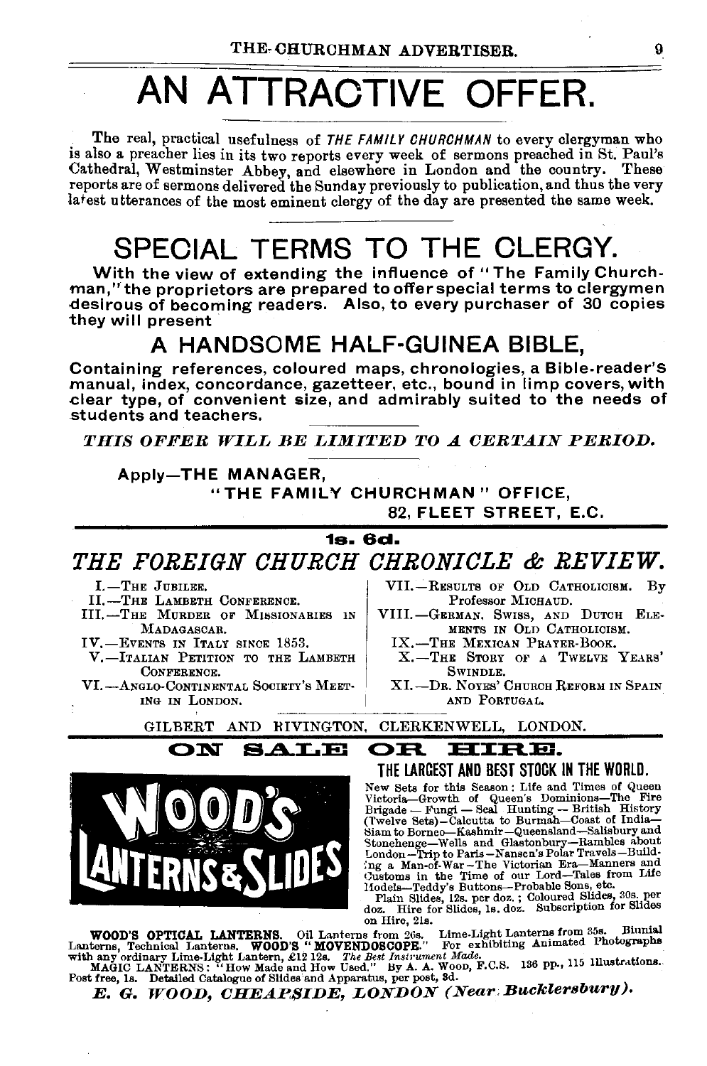# AN ATTRACTIVE OFFER.

The real, practical usefulness of *THE FAMILY CHURCHMAN* to every clergyman who is also a preacher lies in its two reports every week of sermons preached in St. Paul's Cathedral, Westminster Abbey, and elsewhere in London and the country. These reports are of sermons delivered the Sunday previously to publication, and thus the very latest utterances of the most eminent clergy of the day are presented the same week.

# SPECIAL TERMS TO THE CLERGY.

**With the view of extending the influence of "The Family Churchman," the proprietors are prepared to offer special terms to clergymen desirous of becoming readers. Also, to every purchaser of 30 copies they will present**

## A HANDSOME HALF-GUINEA BIBLE,

**Containing references, coloured maps, chronologies, a Bible-reader's manual, index, concordance, gazetteer, etc., bound in limp covers, with clear type, of convenient size, and admirably suited to the needs of students and teachers.**

***THIS OFFER WILL BE LIMITED TO A CERTAIN PERIOD.***

**Apply—THE MANAGER,**
**"THE FAMILY CHURCHMAN" OFFICE,**
**82, FLEET STREET, E.C.**

---

**1s. 6d.**

## *THE FOREIGN CHURCH CHRONICLE & REVIEW.*

I.—The Jubilee.
II.—The Lambeth Conference.
III.—The Murder of Missionaries in Madagascar.
IV.—Events in Italy since 1853.
V.—Italian Petition to the Lambeth Conference.
VI.—Anglo-Continental Society's Meeting in London.
VII.—Results of Old Catholicism. By Professor Michaud.
VIII.—German, Swiss, and Dutch Elements in Old Catholicism.
IX.—The Mexican Prayer-Book.
X.—The Story of a Twelve Years' Swindle.
XI.—Dr. Noyes' Church Reform in Spain and Portugal.

GILBERT AND RIVINGTON, CLERKENWELL, LONDON.

---

## ON SALE OR HIRE.

**WOOD'S LANTERNS & SLIDES**

**THE LARGEST AND BEST STOCK IN THE WORLD.**

New Sets for this Season: Life and Times of Queen Victoria—Growth of Queen's Dominions—The Fire Brigade — Fungi — Seal Hunting — British History (Twelve Sets)—Calcutta to Burmah—Coast of India—Siam to Borneo—Kashmir—Queensland—Salisbury and Stonehenge—Wells and Glastonbury—Rambles about London—Trip to Paris—Nansen's Polar Travels—Building a Man-of-War—The Victorian Era—Manners and Customs in the Time of our Lord—Tales from Life Models—Teddy's Buttons—Probable Sons, etc.

Plain Slides, 12s. per doz.; Coloured Slides, 30s. per doz. Hire for Slides, 1s. doz. Subscription for Slides on Hire, 21s.

**WOOD'S OPTICAL LANTERNS.** Oil Lanterns from 26s. Lime-Light Lanterns from 35s. Biunial Lanterns, Technical Lanterns. **WOOD'S "MOVENDOSCOPE."** For exhibiting Animated Photographs with any ordinary Lime-Light Lantern, £12 12s. *The Best Instrument Made.*
MAGIC LANTERNS: "How Made and How Used." By A. A. Wood, F.C.S. 136 pp., 115 Illustrations. Post free, 1s. Detailed Catalogue of Slides and Apparatus, per post, 3d.

***E. G. WOOD, CHEAPSIDE, LONDON (Near Bucklersbury).***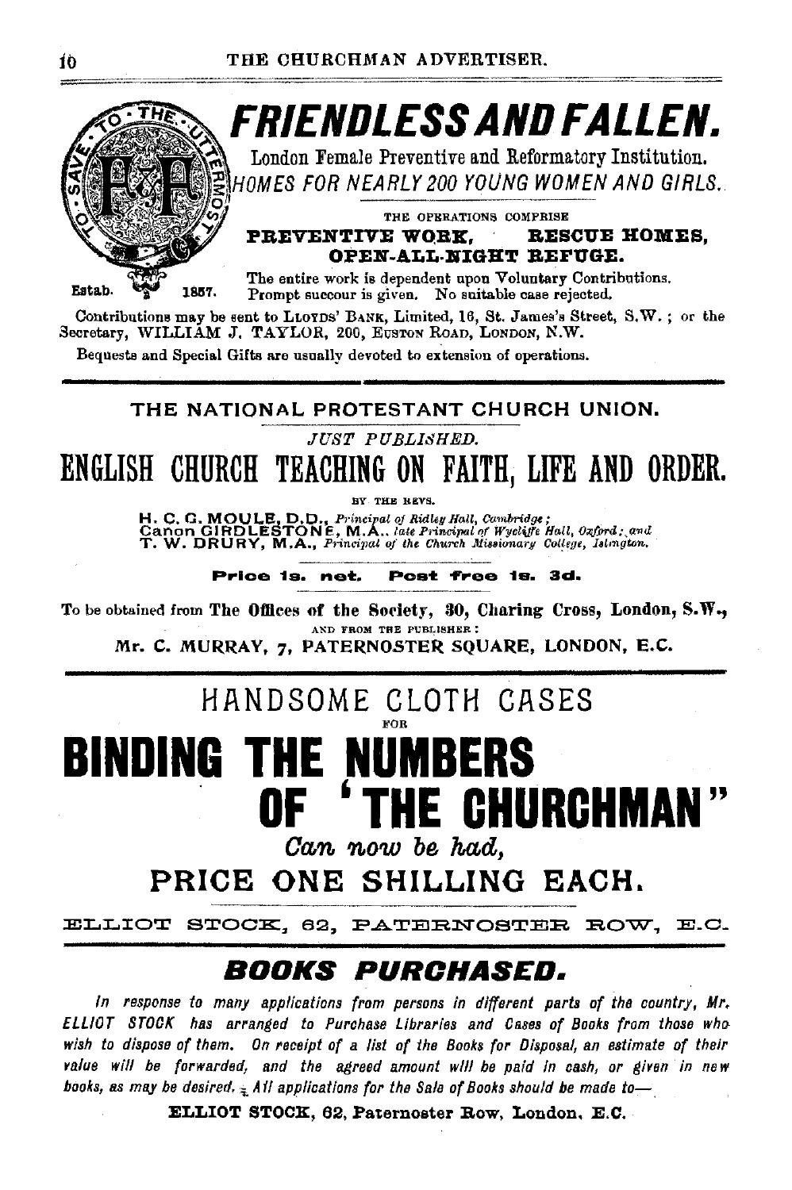# FRIENDLESS AND FALLEN.

London Female Preventive and Reformatory Institution.

*HOMES FOR NEARLY 200 YOUNG WOMEN AND GIRLS.*

TO SAVE TO THE UTTERMOST

Estab. 1857.

THE OPERATIONS COMPRISE

**PREVENTIVE WORK, RESCUE HOMES, OPEN-ALL-NIGHT REFUGE.**

The entire work is dependent upon Voluntary Contributions. Prompt succour is given. No suitable case rejected.

Contributions may be sent to LLOYDS' BANK, Limited, 16, St. James's Street, S.W.; or the Secretary, WILLIAM J. TAYLOR, 200, EUSTON ROAD, LONDON, N.W.

Bequests and Special Gifts are usually devoted to extension of operations.

---

## THE NATIONAL PROTESTANT CHURCH UNION.

*JUST PUBLISHED.*

# ENGLISH CHURCH TEACHING ON FAITH, LIFE AND ORDER.

BY THE REVS.

H. C. G. MOULE, D.D., *Principal of Ridley Hall, Cambridge;*
Canon GIRDLESTONE, M.A., *late Principal of Wycliffe Hall, Oxford; and*
T. W. DRURY, M.A., *Principal of the Church Missionary College, Islington.*

**Price 1s. net. Post free 1s. 3d.**

To be obtained from **The Offices of the Society, 30, Charing Cross, London, S.W.,**
AND FROM THE PUBLISHER:
Mr. C. MURRAY, 7, PATERNOSTER SQUARE, LONDON, E.C.

---

## HANDSOME CLOTH CASES

FOR

# BINDING THE NUMBERS OF "THE CHURCHMAN"

*Can now be had,*

## PRICE ONE SHILLING EACH.

ELLIOT STOCK, 62, PATERNOSTER ROW, E.C.

---

## *BOOKS PURCHASED.*

*In response to many applications from persons in different parts of the country, Mr. ELLIOT STOCK has arranged to Purchase Libraries and Cases of Books from those who wish to dispose of them. On receipt of a list of the Books for Disposal, an estimate of their value will be forwarded, and the agreed amount will be paid in cash, or given in new books, as may be desired. All applications for the Sale of Books should be made to—*

**ELLIOT STOCK, 62, Paternoster Row, London, E.C.**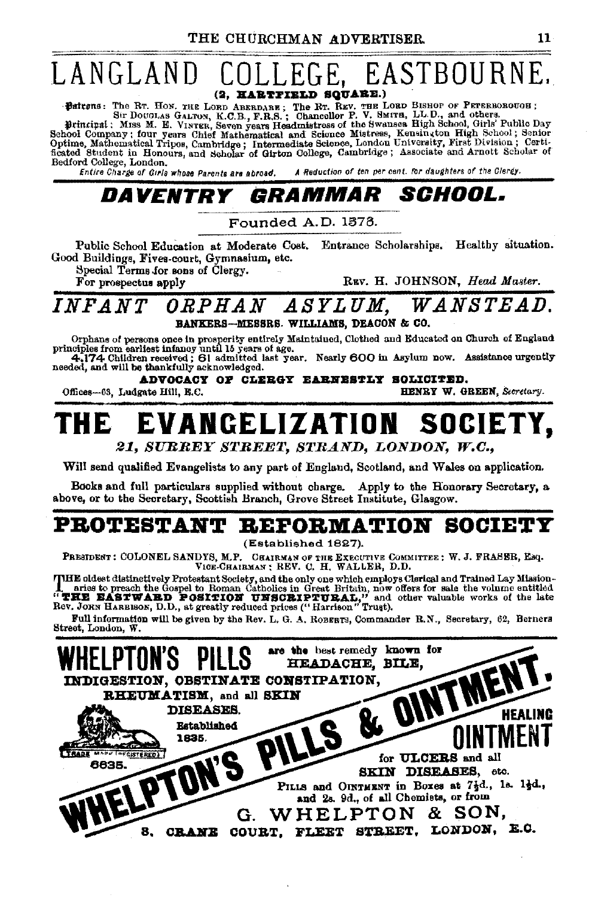# LANGLAND COLLEGE, EASTBOURNE.

**(2, HARTFIELD SQUARE.)**

**Patrons**: The RT. HON. THE LORD ABERDARE; The RT. REV. THE LORD BISHOP OF PETERBOROUGH; Sir DOUGLAS GALTON, K.C.B., F.R.S.; Chancellor P. V. SMITH, LL.D., and others.

**Principal**: MISS M. E. VINTER, Seven years Headmistress of the Swansea High School, Girls' Public Day School Company; four years Chief Mathematical and Science Mistress, Kensington High School; Senior Optime, Mathematical Tripos, Cambridge; Intermediate Science, London University, First Division; Certificated Student in Honours, and Scholar of Girton College, Cambridge; Associate and Arnott Scholar of Bedford College, London.

*Entire Charge of Girls whose Parents are abroad. A Reduction of ten per cent. for daughters of the Clergy.*

## *DAVENTRY GRAMMAR SCHOOL.*

Founded A.D. 1576.

Public School Education at Moderate Cost. Entrance Scholarships. Healthy situation. Good Buildings, Fives-court, Gymnasium, etc.

Special Terms for sons of Clergy.

For prospectus apply REV. H. JOHNSON, *Head Master.*

## *INFANT ORPHAN ASYLUM, WANSTEAD.*

**BANKERS—MESSRS. WILLIAMS, DEACON & CO.**

Orphans of persons once in prosperity entirely Maintained, Clothed and Educated on Church of England principles from earliest infancy until 15 years of age.

4,174 Children received; 61 admitted last year. Nearly 600 in Asylum now. Assistance urgently needed, and will be thankfully acknowledged.

**ADVOCACY OF CLERGY EARNESTLY SOLICITED.**

Offices—63, Ludgate Hill, E.C. HENRY W. GREEN, *Secretary.*

# THE EVANGELIZATION SOCIETY,

***21, SURREY STREET, STRAND, LONDON, W.C.,***

Will send qualified Evangelists to any part of England, Scotland, and Wales on application.

Books and full particulars supplied without charge. Apply to the Honorary Secretary, a above, or to the Secretary, Scottish Branch, Grove Street Institute, Glasgow.

# PROTESTANT REFORMATION SOCIETY

(Established 1827).

PRESIDENT: COLONEL SANDYS, M.P. CHAIRMAN OF THE EXECUTIVE COMMITTEE: W. J. FRASER, Esq. VICE-CHAIRMAN: REV. C. H. WALLER, D.D.

THE oldest distinctively Protestant Society, and the only one which employs Clerical and Trained Lay Missionaries to preach the Gospel to Roman Catholics in Great Britain, now offers for sale the volume entitled "**THE EASTWARD POSITION UNSCRIPTURAL,**" and other valuable works of the late Rev. JOHN HARRISON, D.D., at greatly reduced prices ("Harrison" Trust).

Full information will be given by the Rev. L. G. A. ROBERTS, Commander R.N., Secretary, 62, Berners Street, London, W.

# WHELPTON'S PILLS

are the best remedy known for **HEADACHE, BILE, INDIGESTION, OBSTINATE CONSTIPATION, RHEUMATISM**, and all **SKIN DISEASES.**

Established 1835.

TRADE MARK (REGISTERED) 6635.

## WHELPTON'S PILLS & OINTMENT.

**HEALING OINTMENT** for **ULCERS** and all **SKIN DISEASES**, etc.

PILLS and OINTMENT in Boxes at 7½d., 1s. 1½d., and 2s. 9d., of all Chemists, or from

G. WHELPTON & SON,
3, CRANE COURT, FLEET STREET, LONDON, E.C.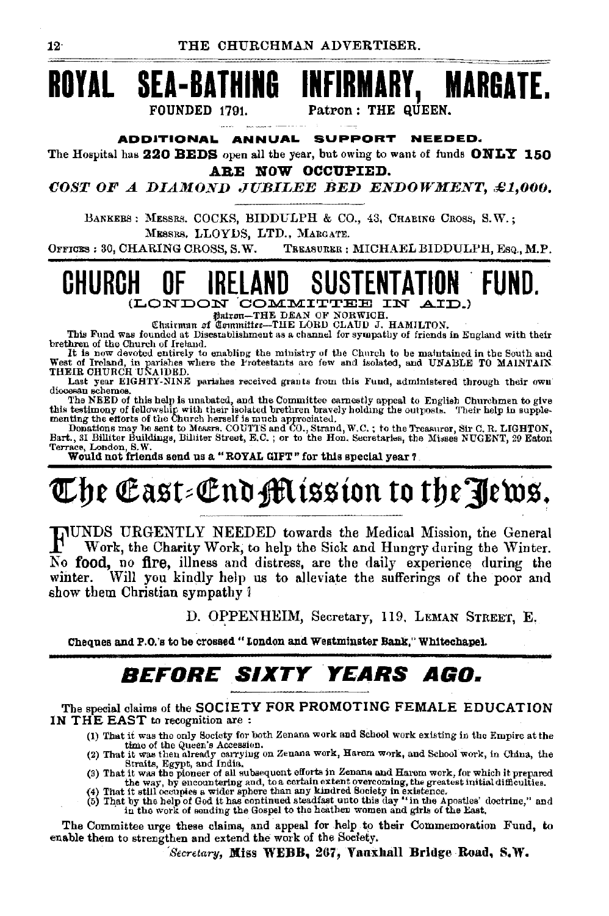# ROYAL SEA-BATHING INFIRMARY, MARGATE.

FOUNDED 1791. Patron: THE QUEEN.

**ADDITIONAL ANNUAL SUPPORT NEEDED.**

The Hospital has **220 BEDS** open all the year, but owing to want of funds **ONLY 150 ARE NOW OCCUPIED.**

***COST OF A DIAMOND JUBILEE BED ENDOWMENT, £1,000.***

BANKERS: MESSRS. COCKS, BIDDULPH & CO., 43, CHARING CROSS, S.W.; MESSRS. LLOYDS, LTD., MARGATE.

OFFICES: 30, CHARING CROSS, S.W. TREASURER: MICHAEL BIDDULPH, ESQ., M.P.

---

# CHURCH OF IRELAND SUSTENTATION FUND.

(LONDON COMMITTEE IN AID.)

Patron—THE DEAN OF NORWICH.
Chairman of Committee—THE LORD CLAUD J. HAMILTON.

This Fund was founded at Disestablishment as a channel for sympathy of friends in England with their brethren of the Church of Ireland.

It is now devoted entirely to enabling the ministry of the Church to be maintained in the South and West of Ireland, in parishes where the Protestants are few and isolated, and UNABLE TO MAINTAIN THEIR CHURCH UNAIDED.

Last year EIGHTY-NINE parishes received grants from this Fund, administered through their own diocesan schemes.

The NEED of this help is unabated, and the Committee earnestly appeal to English Churchmen to give this testimony of fellowship with their isolated brethren bravely holding the outposts. Their help in supplementing the efforts of the Church herself is much appreciated.

Donations may be sent to Messrs. COUTTS and CO., Strand, W.C.; to the Treasurer, Sir C. R. LIGHTON, Bart., 31 Billiter Buildings, Billiter Street, E.C.; or to the Hon. Secretaries, the Misses NUGENT, 29 Eaton Terrace, London, S.W.

**Would not friends send us a "ROYAL GIFT" for this special year?**

---

# The East-End Mission to the Jews.

FUNDS URGENTLY NEEDED towards the Medical Mission, the General Work, the Charity Work, to help the Sick and Hungry during the Winter. No **food**, no **fire**, illness and distress, are the daily experience during the winter. Will you kindly help us to alleviate the sufferings of the poor and show them Christian sympathy?

D. OPPENHEIM, Secretary, 119, LEMAN STREET, E.

**Cheques and P.O.'s to be crossed "London and Westminster Bank," Whitechapel.**

---

## *BEFORE SIXTY YEARS AGO.*

The special claims of the SOCIETY FOR PROMOTING FEMALE EDUCATION IN THE EAST to recognition are:

(1) That it was the only Society for both Zenana work and School work existing in the Empire at the time of the Queen's Accession.
(2) That it was then already carrying on Zenana work, Harem work, and School work, in China, the Straits, Egypt, and India.
(3) That it was the pioneer of all subsequent efforts in Zenana and Harem work, for which it prepared the way, by encountering and, to a certain extent overcoming, the greatest initial difficulties.
(4) That it still occupies a wider sphere than any kindred Society in existence.
(5) That by the help of God it has continued steadfast unto this day "in the Apostles' doctrine," and in the work of sending the Gospel to the heathen women and girls of the East.

The Committee urge these claims, and appeal for help to their Commemoration Fund, to enable them to strengthen and extend the work of the Society.

*Secretary*, **Miss WEBB, 267, Vauxhall Bridge Road, S.W.**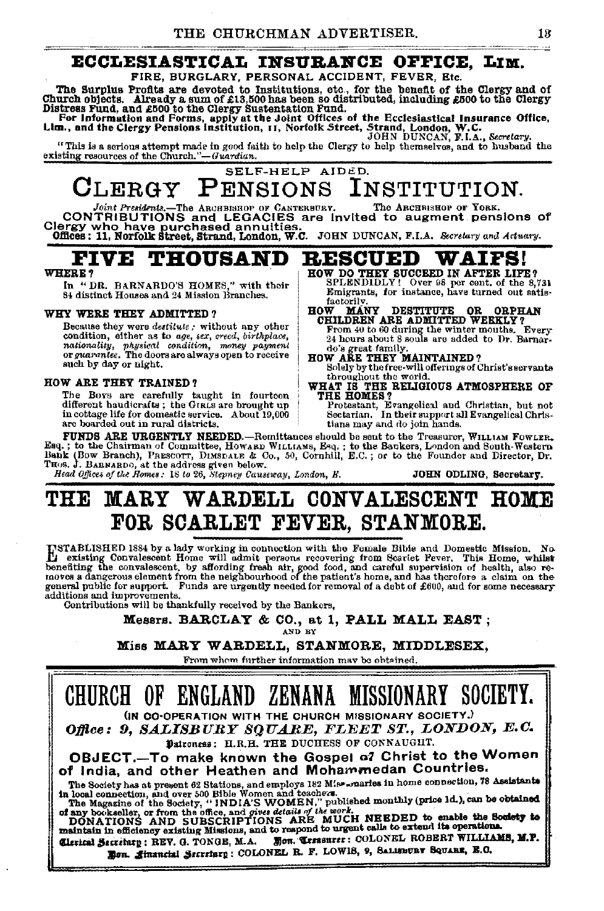# ECCLESIASTICAL INSURANCE OFFICE, LIM.

FIRE, BURGLARY, PERSONAL ACCIDENT, FEVER, Etc.

The Surplus Profits are devoted to Institutions, etc., for the benefit of the Clergy and of Church objects. Already a sum of £13,500 has been so distributed, including £500 to the Clergy Distress Fund, and £500 to the Clergy Sustentation Fund.

For Information and Forms, apply at the Joint Offices of the Ecclesiastical Insurance Office, Lim., and the Clergy Pensions Institution, 11, Norfolk Street, Strand, London, W.C.

JOHN DUNCAN, F.I.A., *Secretary.*

"This is a serious attempt made in good faith to help the Clergy to help themselves, and to husband the existing resources of the Church."—*Guardian.*

---

SELF-HELP AIDED.

# CLERGY PENSIONS INSTITUTION.

*Joint Presidents.*—The ARCHBISHOP OF CANTERBURY. The ARCHBISHOP OF YORK.

**CONTRIBUTIONS and LEGACIES are invited to augment pensions of Clergy who have purchased annuities.**

**Offices: 11, Norfolk Street, Strand, London, W.C.** JOHN DUNCAN, F.I.A. *Secretary and Actuary.*

---

# FIVE THOUSAND RESCUED WAIFS!

**WHERE?**

In "DR. BARNARDO'S HOMES," with their 84 distinct Houses and 24 Mission Branches.

**WHY WERE THEY ADMITTED?**

Because they were *destitute;* without any other condition, either as to *age, sex, creed, birthplace, nationality, physical condition, money payment* or *guarantee.* The doors are always open to receive such by day or night.

**HOW ARE THEY TRAINED?**

The Boys are carefully taught in fourteen different handicrafts; the GIRLS are brought up in cottage life for domestic service. About 19,000 are boarded out in rural districts.

**HOW DO THEY SUCCEED IN AFTER LIFE?**

SPLENDIDLY! Over 98 per cent. of the 8,731 Emigrants, for instance, have turned out satisfactorily.

**HOW MANY DESTITUTE OR ORPHAN CHILDREN ARE ADMITTED WEEKLY?**

From 40 to 60 during the winter months. Every 24 hours about 8 souls are added to Dr. Barnardo's great family.

**HOW ARE THEY MAINTAINED?**

Solely by the free-will offerings of Christ's servants throughout the world.

**WHAT IS THE RELIGIOUS ATMOSPHERE OF THE HOMES?**

Protestant, Evangelical and Christian, but not Sectarian. In their support all Evangelical Christians may and do join hands.

**FUNDS ARE URGENTLY NEEDED.**—Remittances should be sent to the Treasurer, WILLIAM FOWLER, Esq.; to the Chairman of Committee, HOWARD WILLIAMS, Esq.; to the Bankers, London and South-Western Bank (Bow Branch), PRESCOTT, DIMSDALE & Co., 50, Cornhill, E.C.; or to the Founder and Director, Dr. THOS. J. BARNARDO, at the address given below.

*Head Offices of the Homes: 18 to 26, Stepney Causeway, London, E.* **JOHN ODLING, Secretary.**

---

# THE MARY WARDELL CONVALESCENT HOME FOR SCARLET FEVER, STANMORE.

ESTABLISHED 1884 by a lady working in connection with the Female Bible and Domestic Mission. No existing Convalescent Home will admit persons recovering from Scarlet Fever. This Home, whilst benefiting the convalescent, by affording fresh air, good food, and careful supervision of health, also removes a dangerous element from the neighbourhood of the patient's home, and has therefore a claim on the general public for support. Funds are urgently needed for removal of a debt of £600, and for some necessary additions and improvements.

Contributions will be thankfully received by the Bankers,

**Messrs. BARCLAY & CO., at 1, PALL MALL EAST;**

AND BY

**Miss MARY WARDELL, STANMORE, MIDDLESEX,**

From whom further information may be obtained.

---

# CHURCH OF ENGLAND ZENANA MISSIONARY SOCIETY.

(IN CO-OPERATION WITH THE CHURCH MISSIONARY SOCIETY.)

***Office: 9, SALISBURY SQUARE, FLEET ST., LONDON, E.C.***

*Patroness:* H.R.H. THE DUCHESS OF CONNAUGHT.

**OBJECT.—To make known the Gospel of Christ to the Women of India, and other Heathen and Mohammedan Countries.**

The Society has at present 62 Stations, and employs 182 Missionaries in home connection, 78 Assistants in local connection, and over 500 Bible Women and teachers.

The Magazine of the Society, "INDIA'S WOMEN," published monthly (price 1d.), can be obtained of any bookseller, or from the office, and *gives details of the work.*

**DONATIONS AND SUBSCRIPTIONS ARE MUCH NEEDED to enable the Society to maintain in efficiency existing Missions, and to respond to urgent calls to extend its operations.**

*Clerical Secretary:* REV. G. TONGE, M.A. *Hon. Treasurer:* COLONEL ROBERT WILLIAMS, M.P.

*Hon. Financial Secretary:* COLONEL R. F. LOWIS, 9, SALISBURY SQUARE, E.C.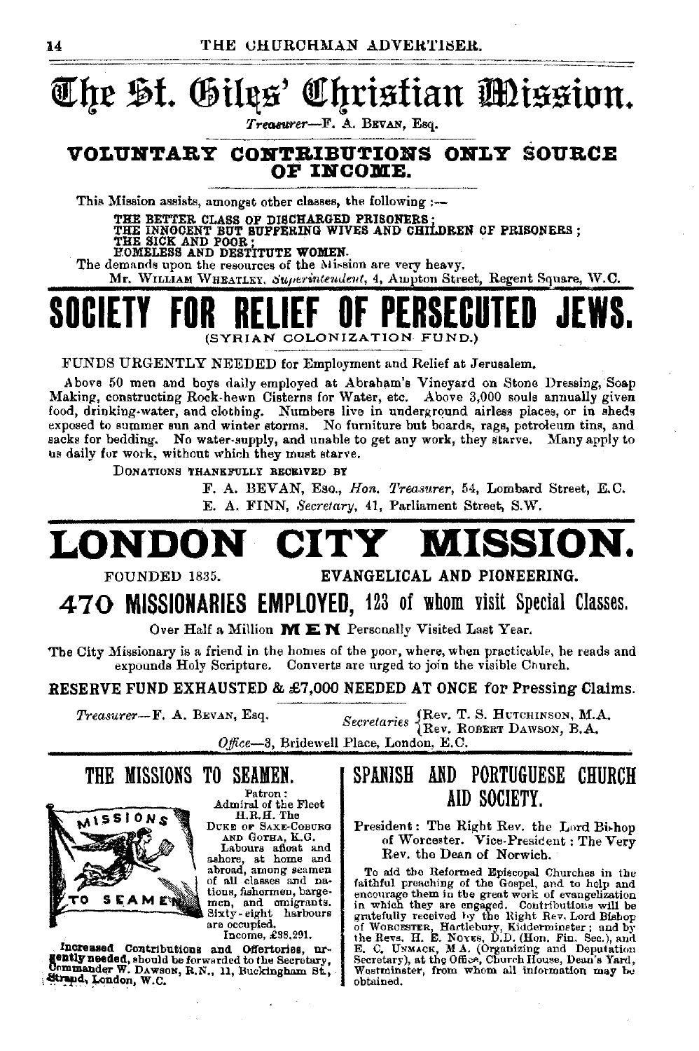# The St. Giles' Christian Mission.

*Treasurer*—F. A. BEVAN, Esq.

## VOLUNTARY CONTRIBUTIONS ONLY SOURCE OF INCOME.

This Mission assists, amongst other classes, the following :—

THE BETTER CLASS OF DISCHARGED PRISONERS;
THE INNOCENT BUT SUFFERING WIVES AND CHILDREN OF PRISONERS;
THE SICK AND POOR;
HOMELESS AND DESTITUTE WOMEN.

The demands upon the resources of the Mission are very heavy.

Mr. WILLIAM WHEATLEY, *Superintendent*, 4, Ampton Street, Regent Square, W.C.

# SOCIETY FOR RELIEF OF PERSECUTED JEWS.

(SYRIAN COLONIZATION FUND.)

FUNDS URGENTLY NEEDED for Employment and Relief at Jerusalem.

Above 50 men and boys daily employed at Abraham's Vineyard on Stone Dressing, Soap Making, constructing Rock-hewn Cisterns for Water, etc. Above 3,000 souls annually given food, drinking-water, and clothing. Numbers live in underground airless places, or in sheds exposed to summer sun and winter storms. No furniture but boards, rags, petroleum tins, and sacks for bedding. No water-supply, and unable to get any work, they starve. Many apply to us daily for work, without which they must starve.

DONATIONS THANKFULLY RECEIVED BY

F. A. BEVAN, Esq., *Hon. Treasurer*, 54, Lombard Street, E.C.
E. A. FINN, *Secretary*, 41, Parliament Street, S.W.

# LONDON CITY MISSION.

FOUNDED 1835. EVANGELICAL AND PIONEERING.

## 470 MISSIONARIES EMPLOYED, 123 of whom visit Special Classes.

Over Half a Million **MEN** Personally Visited Last Year.

The City Missionary is a friend in the homes of the poor, where, when practicable, he reads and expounds Holy Scripture. Converts are urged to join the visible Church.

**RESERVE FUND EXHAUSTED & £7,000 NEEDED AT ONCE for Pressing Claims.**

*Treasurer*—F. A. BEVAN, Esq.

*Secretaries* — Rev. T. S. HUTCHINSON, M.A., Rev. ROBERT DAWSON, B.A.

*Office*—3, Bridewell Place, London, E.C.

## THE MISSIONS TO SEAMEN.

Patron: Admiral of the Fleet H.R.H. The DUKE OF SAXE-COBURG AND GOTHA, K.G.

Labours afloat and ashore, at home and abroad, among seamen of all classes and nations, fishermen, bargemen, and emigrants. Sixty-eight harbours are occupied.

Income, £38,291.

**Increased Contributions and Offertories, urgently needed**, should be forwarded to the Secretary, Commander W. DAWSON, R.N., 11, Buckingham St., Strand, London, W.C.

## SPANISH AND PORTUGUESE CHURCH AID SOCIETY.

President: The Right Rev. the Lord Bishop of Worcester. Vice-President: The Very Rev. the Dean of Norwich.

To aid the Reformed Episcopal Churches in the faithful preaching of the Gospel, and to help and encourage them in the great work of evangelization in which they are engaged. Contributions will be gratefully received by the Right Rev. Lord Bishop of WORCESTER, Hartlebury, Kidderminster; and by the Revs. H. E. NOYES, D.D. (Hon. Fin. Sec.), and E. C. UNMACK, M.A. (Organizing and Deputation Secretary), at the Office, Church House, Dean's Yard, Westminster, from whom all information may be obtained.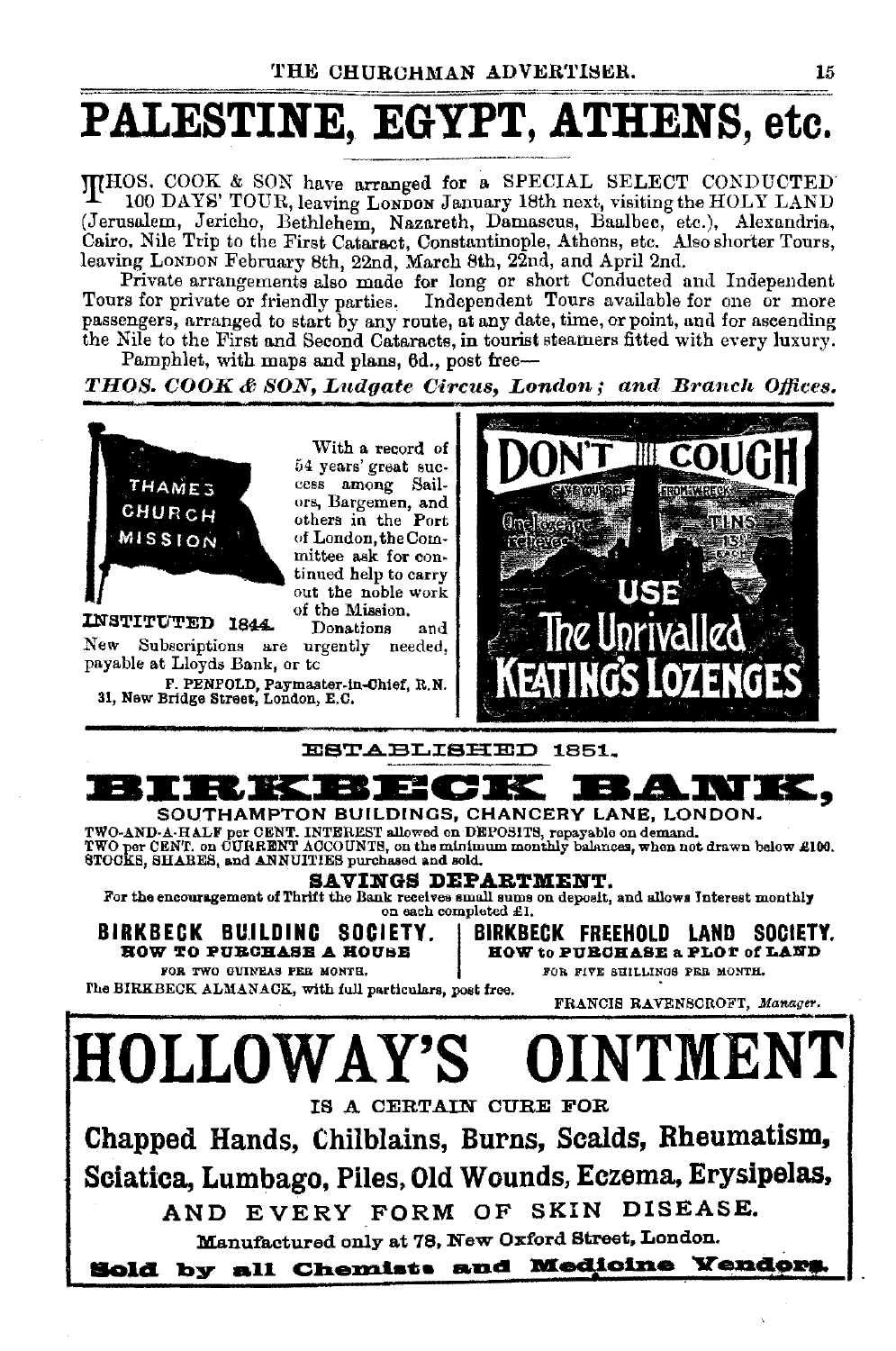# PALESTINE, EGYPT, ATHENS, etc.

THOS. COOK & SON have arranged for a SPECIAL SELECT CONDUCTED 100 DAYS' TOUR, leaving LONDON January 18th next, visiting the HOLY LAND (Jerusalem, Jericho, Bethlehem, Nazareth, Damascus, Baalbec, etc.), Alexandria, Cairo, Nile Trip to the First Cataract, Constantinople, Athens, etc. Also shorter Tours, leaving LONDON February 8th, 22nd, March 8th, 22nd, and April 2nd.

Private arrangements also made for long or short Conducted and Independent Tours for private or friendly parties. Independent Tours available for one or more passengers, arranged to start by any route, at any date, time, or point, and for ascending the Nile to the First and Second Cataracts, in tourist steamers fitted with every luxury.

Pamphlet, with maps and plans, 6d., post free—

***THOS. COOK & SON, Ludgate Circus, London; and Branch Offices.***

---

THAMES CHURCH MISSION

INSTITUTED 1844.

With a record of 54 years' great success among Sailors, Bargemen, and others in the Port of London, the Committee ask for continued help to carry out the noble work of the Mission. Donations and New Subscriptions are urgently needed, payable at Lloyds Bank, or to

F. PENFOLD, Paymaster-in-Chief, R.N.
31, New Bridge Street, London, E.C.

---

DON'T COUGH

SAVE YOURSELF FROM WRECK

One lozenge relieves

TINS 13½d.

USE

The Unrivalled KEATING'S LOZENGES

---

ESTABLISHED 1851.

# BIRKBECK BANK,

**SOUTHAMPTON BUILDINGS, CHANCERY LANE, LONDON.**

TWO-AND-A-HALF per CENT. INTEREST allowed on DEPOSITS, repayable on demand.
TWO per CENT. on CURRENT ACCOUNTS, on the minimum monthly balances, when not drawn below £100.
STOCKS, SHARES, and ANNUITIES purchased and sold.

**SAVINGS DEPARTMENT.**

For the encouragement of Thrift the Bank receives small sums on deposit, and allows Interest monthly on each completed £1.

**BIRKBECK BUILDING SOCIETY.**
**HOW TO PURCHASE A HOUSE**
FOR TWO GUINEAS PER MONTH.

**BIRKBECK FREEHOLD LAND SOCIETY.**
**HOW to PURCHASE a PLOT of LAND**
FOR FIVE SHILLINGS PER MONTH.

The BIRKBECK ALMANACK, with full particulars, post free.

FRANCIS RAVENSCROFT, *Manager.*

---

# HOLLOWAY'S OINTMENT

IS A CERTAIN CURE FOR

**Chapped Hands, Chilblains, Burns, Scalds, Rheumatism, Sciatica, Lumbago, Piles, Old Wounds, Eczema, Erysipelas,**

AND EVERY FORM OF SKIN DISEASE.

Manufactured only at 78, New Oxford Street, London.

**Sold by all Chemists and Medicine Vendors.**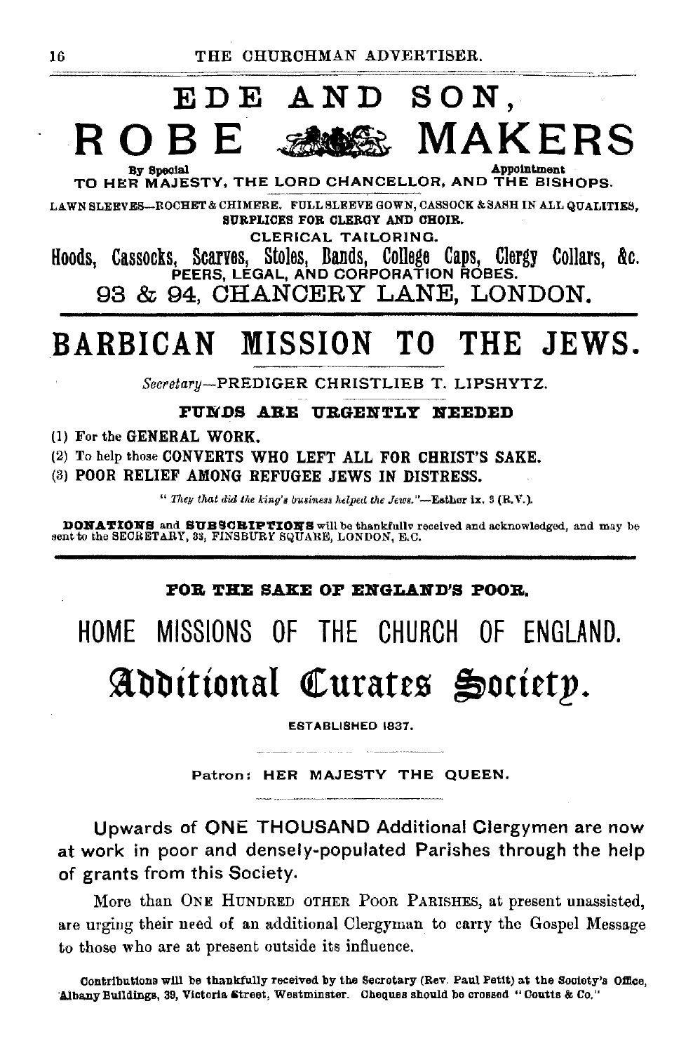# EDE AND SON,

# ROBE MAKERS

By Special Appointment

TO HER MAJESTY, THE LORD CHANCELLOR, AND THE BISHOPS.

LAWN SLEEVES—ROCHET & CHIMERE. FULL SLEEVE GOWN, CASSOCK & SASH IN ALL QUALITIES, SURPLICES FOR CLERGY AND CHOIR.

CLERICAL TAILORING.

**Hoods, Cassocks, Scarves, Stoles, Bands, College Caps, Clergy Collars, &c.**

PEERS, LEGAL, AND CORPORATION ROBES.

**93 & 94, CHANCERY LANE, LONDON.**

---

# BARBICAN MISSION TO THE JEWS.

*Secretary*—PREDIGER CHRISTLIEB T. LIPSHYTZ.

**FUNDS ARE URGENTLY NEEDED**

(1) For the GENERAL WORK.
(2) To help those CONVERTS WHO LEFT ALL FOR CHRIST'S SAKE.
(3) POOR RELIEF AMONG REFUGEE JEWS IN DISTRESS.

"*They that did the king's business helped the Jews.*"—Esther ix. 3 (R.V.).

**DONATIONS** and **SUBSCRIPTIONS** will be thankfully received and acknowledged, and may be sent to the SECRETARY, 33, FINSBURY SQUARE, LONDON, E.C.

---

**FOR THE SAKE OF ENGLAND'S POOR.**

# HOME MISSIONS OF THE CHURCH OF ENGLAND.

# Additional Curates Society.

ESTABLISHED 1837.

Patron: HER MAJESTY THE QUEEN.

**Upwards of ONE THOUSAND Additional Clergymen are now at work in poor and densely-populated Parishes through the help of grants from this Society.**

More than ONE HUNDRED OTHER POOR PARISHES, at present unassisted, are urging their need of an additional Clergyman to carry the Gospel Message to those who are at present outside its influence.

Contributions will be thankfully received by the Secretary (Rev. Paul Petit) at the Society's Office, Albany Buildings, 39, Victoria Street, Westminster. Cheques should be crossed "Coutts & Co."